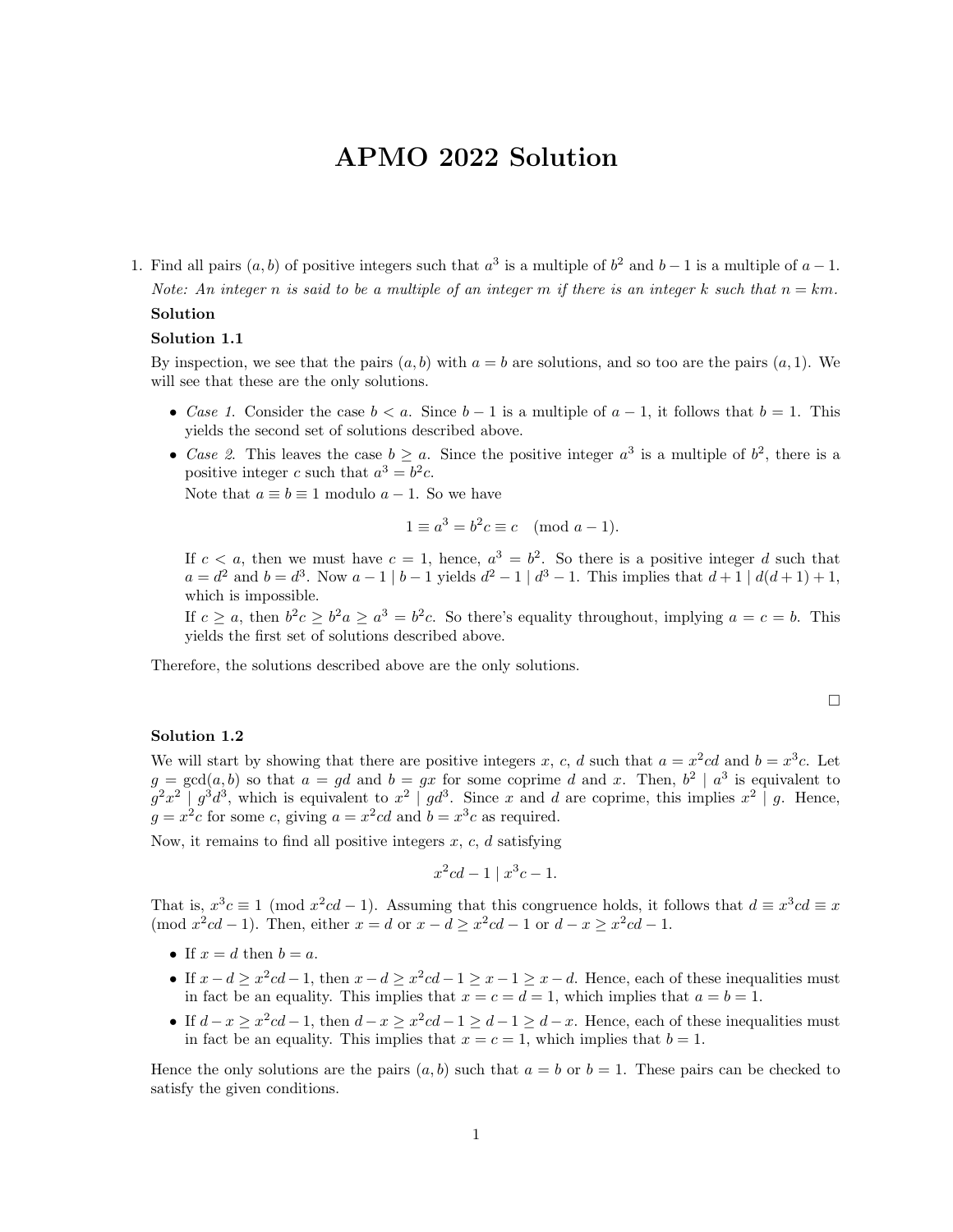# APMO 2022 Solution

1. Find all pairs $(a, b)$ of positive integers such that $a^3$ is a multiple of $b^2$ and $b-1$ is a multiple of $a-1$.

   *Note: An integer $n$ is said to be a multiple of an integer $m$ if there is an integer $k$ such that $n = km$.*

**Solution**

**Solution 1.1**

By inspection, we see that the pairs $(a, b)$ with $a = b$ are solutions, and so too are the pairs $(a, 1)$. We will see that these are the only solutions.

- *Case 1.* Consider the case $b < a$. Since $b - 1$ is a multiple of $a - 1$, it follows that $b = 1$. This yields the second set of solutions described above.
- *Case 2.* This leaves the case $b \geq a$. Since the positive integer $a^3$ is a multiple of $b^2$, there is a positive integer $c$ such that $a^3 = b^2c$.

  Note that $a \equiv b \equiv 1$ modulo $a - 1$. So we have

  $$1 \equiv a^3 = b^2c \equiv c \pmod{a-1}.$$

  If $c < a$, then we must have $c = 1$, hence, $a^3 = b^2$. So there is a positive integer $d$ such that $a = d^2$ and $b = d^3$. Now $a - 1 \mid b - 1$ yields $d^2 - 1 \mid d^3 - 1$. This implies that $d + 1 \mid d(d+1) + 1$, which is impossible.

  If $c \geq a$, then $b^2c \geq b^2a \geq a^3 = b^2c$. So there's equality throughout, implying $a = c = b$. This yields the first set of solutions described above.

Therefore, the solutions described above are the only solutions.

□

**Solution 1.2**

We will start by showing that there are positive integers $x$, $c$, $d$ such that $a = x^2cd$ and $b = x^3c$. Let $g = \gcd(a, b)$ so that $a = gd$ and $b = gx$ for some coprime $d$ and $x$. Then, $b^2 \mid a^3$ is equivalent to $g^2x^2 \mid g^3d^3$, which is equivalent to $x^2 \mid gd^3$. Since $x$ and $d$ are coprime, this implies $x^2 \mid g$. Hence, $g = x^2c$ for some $c$, giving $a = x^2cd$ and $b = x^3c$ as required.

Now, it remains to find all positive integers $x$, $c$, $d$ satisfying

$$x^2cd - 1 \mid x^3c - 1.$$

That is, $x^3c \equiv 1 \pmod{x^2cd - 1}$. Assuming that this congruence holds, it follows that $d \equiv x^3cd \equiv x \pmod{x^2cd - 1}$. Then, either $x = d$ or $x - d \geq x^2cd - 1$ or $d - x \geq x^2cd - 1$.

- If $x = d$ then $b = a$.
- If $x - d \geq x^2cd - 1$, then $x - d \geq x^2cd - 1 \geq x - 1 \geq x - d$. Hence, each of these inequalities must in fact be an equality. This implies that $x = c = d = 1$, which implies that $a = b = 1$.
- If $d - x \geq x^2cd - 1$, then $d - x \geq x^2cd - 1 \geq d - 1 \geq d - x$. Hence, each of these inequalities must in fact be an equality. This implies that $x = c = 1$, which implies that $b = 1$.

Hence the only solutions are the pairs $(a, b)$ such that $a = b$ or $b = 1$. These pairs can be checked to satisfy the given conditions.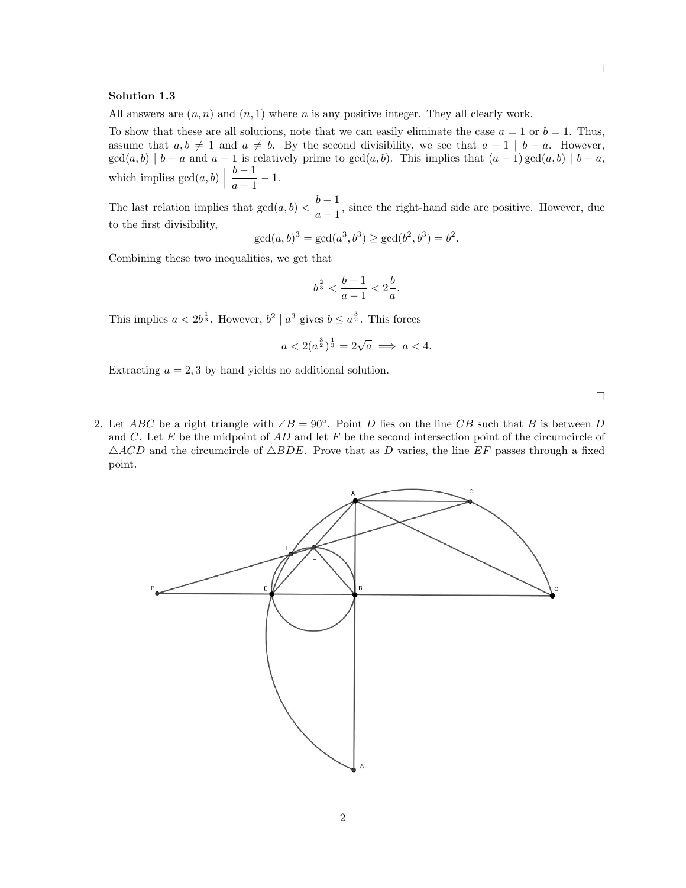□

**Solution 1.3**

All answers are $(n, n)$ and $(n, 1)$ where $n$ is any positive integer. They all clearly work.

To show that these are all solutions, note that we can easily eliminate the case $a = 1$ or $b = 1$. Thus, assume that $a, b \neq 1$ and $a \neq b$. By the second divisibility, we see that $a - 1 \mid b - a$. However, $\gcd(a, b) \mid b - a$ and $a - 1$ is relatively prime to $\gcd(a, b)$. This implies that $(a - 1)\gcd(a, b) \mid b - a$, which implies $\gcd(a, b) \Bigm| \dfrac{b-1}{a-1} - 1$.

The last relation implies that $\gcd(a, b) < \dfrac{b-1}{a-1}$, since the right-hand side are positive. However, due to the first divisibility,

$$\gcd(a, b)^3 = \gcd(a^3, b^3) \geq \gcd(b^2, b^3) = b^2.$$

Combining these two inequalities, we get that

$$b^{\frac{2}{3}} < \frac{b-1}{a-1} < 2\frac{b}{a}.$$

This implies $a < 2b^{\frac{1}{3}}$. However, $b^2 \mid a^3$ gives $b \leq a^{\frac{3}{2}}$. This forces

$$a < 2(a^{\frac{3}{2}})^{\frac{1}{3}} = 2\sqrt{a} \implies a < 4.$$

Extracting $a = 2, 3$ by hand yields no additional solution.

□

2. Let $ABC$ be a right triangle with $\angle B = 90^\circ$. Point $D$ lies on the line $CB$ such that $B$ is between $D$ and $C$. Let $E$ be the midpoint of $AD$ and let $F$ be the second intersection point of the circumcircle of $\triangle ACD$ and the circumcircle of $\triangle BDE$. Prove that as $D$ varies, the line $EF$ passes through a fixed point.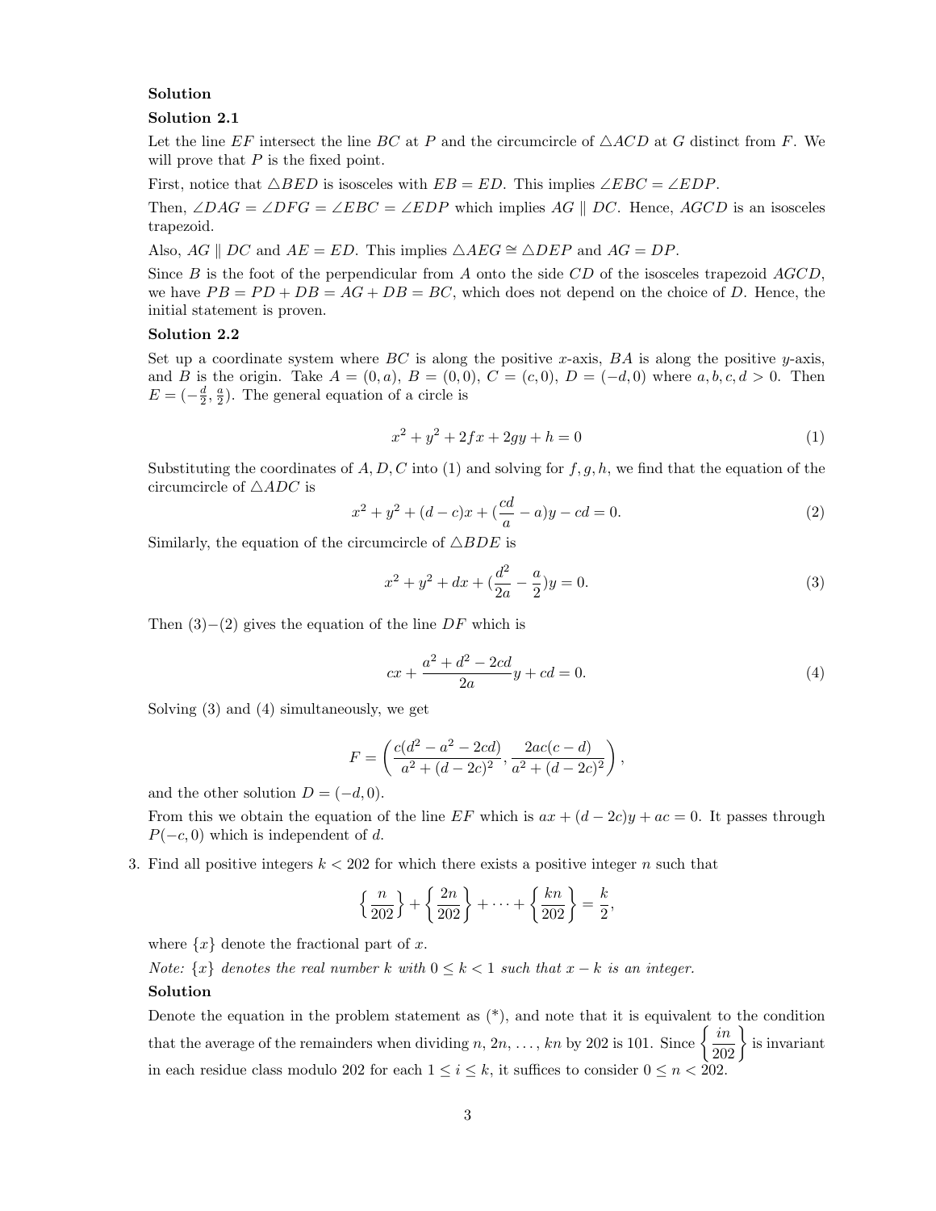**Solution**

**Solution 2.1**

Let the line $EF$ intersect the line $BC$ at $P$ and the circumcircle of $\triangle ACD$ at $G$ distinct from $F$. We will prove that $P$ is the fixed point.

First, notice that $\triangle BED$ is isosceles with $EB = ED$. This implies $\angle EBC = \angle EDP$.

Then, $\angle DAG = \angle DFG = \angle EBC = \angle EDP$ which implies $AG \parallel DC$. Hence, $AGCD$ is an isosceles trapezoid.

Also, $AG \parallel DC$ and $AE = ED$. This implies $\triangle AEG \cong \triangle DEP$ and $AG = DP$.

Since $B$ is the foot of the perpendicular from $A$ onto the side $CD$ of the isosceles trapezoid $AGCD$, we have $PB = PD + DB = AG + DB = BC$, which does not depend on the choice of $D$. Hence, the initial statement is proven.

**Solution 2.2**

Set up a coordinate system where $BC$ is along the positive $x$-axis, $BA$ is along the positive $y$-axis, and $B$ is the origin. Take $A = (0, a)$, $B = (0, 0)$, $C = (c, 0)$, $D = (-d, 0)$ where $a, b, c, d > 0$. Then $E = (-\frac{d}{2}, \frac{a}{2})$. The general equation of a circle is

$$x^2 + y^2 + 2fx + 2gy + h = 0 \tag{1}$$

Substituting the coordinates of $A, D, C$ into (1) and solving for $f, g, h$, we find that the equation of the circumcircle of $\triangle ADC$ is

$$x^2 + y^2 + (d - c)x + (\frac{cd}{a} - a)y - cd = 0. \tag{2}$$

Similarly, the equation of the circumcircle of $\triangle BDE$ is

$$x^2 + y^2 + dx + (\frac{d^2}{2a} - \frac{a}{2})y = 0. \tag{3}$$

Then (3)$-$(2) gives the equation of the line $DF$ which is

$$cx + \frac{a^2 + d^2 - 2cd}{2a}y + cd = 0. \tag{4}$$

Solving (3) and (4) simultaneously, we get

$$F = \left( \frac{c(d^2 - a^2 - 2cd)}{a^2 + (d - 2c)^2}, \frac{2ac(c - d)}{a^2 + (d - 2c)^2} \right),$$

and the other solution $D = (-d, 0)$.

From this we obtain the equation of the line $EF$ which is $ax + (d - 2c)y + ac = 0$. It passes through $P(-c, 0)$ which is independent of $d$.

3. Find all positive integers $k < 202$ for which there exists a positive integer $n$ such that

$$\left\{ \frac{n}{202} \right\} + \left\{ \frac{2n}{202} \right\} + \cdots + \left\{ \frac{kn}{202} \right\} = \frac{k}{2},$$

where $\{x\}$ denote the fractional part of $x$.

*Note: $\{x\}$ denotes the real number $k$ with $0 \le k < 1$ such that $x - k$ is an integer.*

**Solution**

Denote the equation in the problem statement as (\*), and note that it is equivalent to the condition that the average of the remainders when dividing $n$, $2n$, $\ldots$, $kn$ by 202 is 101. Since $\left\{ \frac{in}{202} \right\}$ is invariant in each residue class modulo 202 for each $1 \le i \le k$, it suffices to consider $0 \le n < 202$.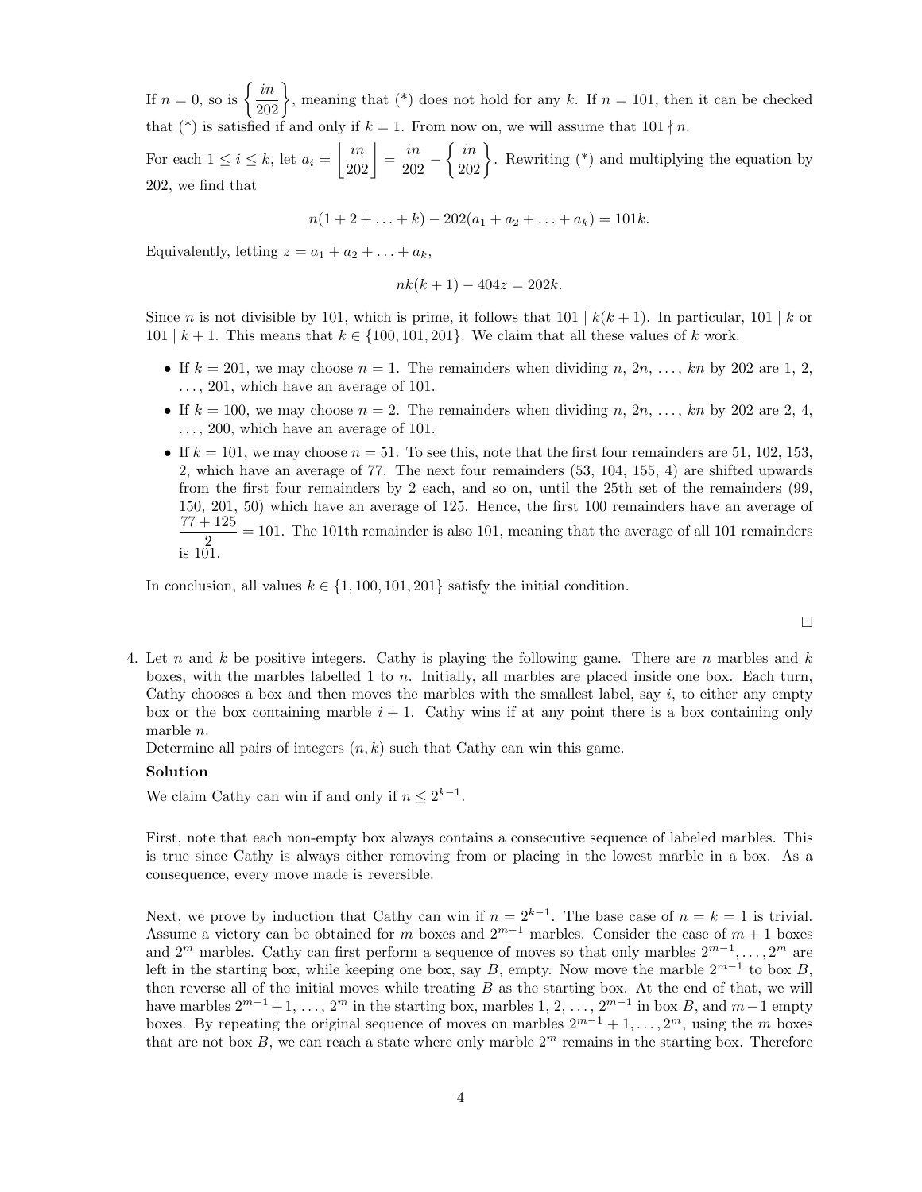If $n = 0$, so is $\left\{ \dfrac{in}{202} \right\}$, meaning that (*) does not hold for any $k$. If $n = 101$, then it can be checked that (*) is satisfied if and only if $k = 1$. From now on, we will assume that $101 \nmid n$.

For each $1 \le i \le k$, let $a_i = \left\lfloor \dfrac{in}{202} \right\rfloor = \dfrac{in}{202} - \left\{ \dfrac{in}{202} \right\}$. Rewriting (*) and multiplying the equation by 202, we find that

$$n(1 + 2 + \ldots + k) - 202(a_1 + a_2 + \ldots + a_k) = 101k.$$

Equivalently, letting $z = a_1 + a_2 + \ldots + a_k$,

$$nk(k+1) - 404z = 202k.$$

Since $n$ is not divisible by 101, which is prime, it follows that $101 \mid k(k+1)$. In particular, $101 \mid k$ or $101 \mid k+1$. This means that $k \in \{100, 101, 201\}$. We claim that all these values of $k$ work.

- If $k = 201$, we may choose $n = 1$. The remainders when dividing $n$, $2n$, $\ldots$, $kn$ by 202 are 1, 2, $\ldots$, 201, which have an average of 101.
- If $k = 100$, we may choose $n = 2$. The remainders when dividing $n$, $2n$, $\ldots$, $kn$ by 202 are 2, 4, $\ldots$, 200, which have an average of 101.
- If $k = 101$, we may choose $n = 51$. To see this, note that the first four remainders are 51, 102, 153, 2, which have an average of 77. The next four remainders (53, 104, 155, 4) are shifted upwards from the first four remainders by 2 each, and so on, until the 25th set of the remainders (99, 150, 201, 50) which have an average of 125. Hence, the first 100 remainders have an average of $\dfrac{77 + 125}{2} = 101$. The 101th remainder is also 101, meaning that the average of all 101 remainders is 101.

In conclusion, all values $k \in \{1, 100, 101, 201\}$ satisfy the initial condition.

$\square$

4. Let $n$ and $k$ be positive integers. Cathy is playing the following game. There are $n$ marbles and $k$ boxes, with the marbles labelled 1 to $n$. Initially, all marbles are placed inside one box. Each turn, Cathy chooses a box and then moves the marbles with the smallest label, say $i$, to either any empty box or the box containing marble $i + 1$. Cathy wins if at any point there is a box containing only marble $n$.
Determine all pairs of integers $(n, k)$ such that Cathy can win this game.

**Solution**

We claim Cathy can win if and only if $n \le 2^{k-1}$.

First, note that each non-empty box always contains a consecutive sequence of labeled marbles. This is true since Cathy is always either removing from or placing in the lowest marble in a box. As a consequence, every move made is reversible.

Next, we prove by induction that Cathy can win if $n = 2^{k-1}$. The base case of $n = k = 1$ is trivial. Assume a victory can be obtained for $m$ boxes and $2^{m-1}$ marbles. Consider the case of $m+1$ boxes and $2^m$ marbles. Cathy can first perform a sequence of moves so that only marbles $2^{m-1}, \ldots, 2^m$ are left in the starting box, while keeping one box, say $B$, empty. Now move the marble $2^{m-1}$ to box $B$, then reverse all of the initial moves while treating $B$ as the starting box. At the end of that, we will have marbles $2^{m-1}+1$, $\ldots$, $2^m$ in the starting box, marbles 1, 2, $\ldots$, $2^{m-1}$ in box $B$, and $m-1$ empty boxes. By repeating the original sequence of moves on marbles $2^{m-1}+1, \ldots, 2^m$, using the $m$ boxes that are not box $B$, we can reach a state where only marble $2^m$ remains in the starting box. Therefore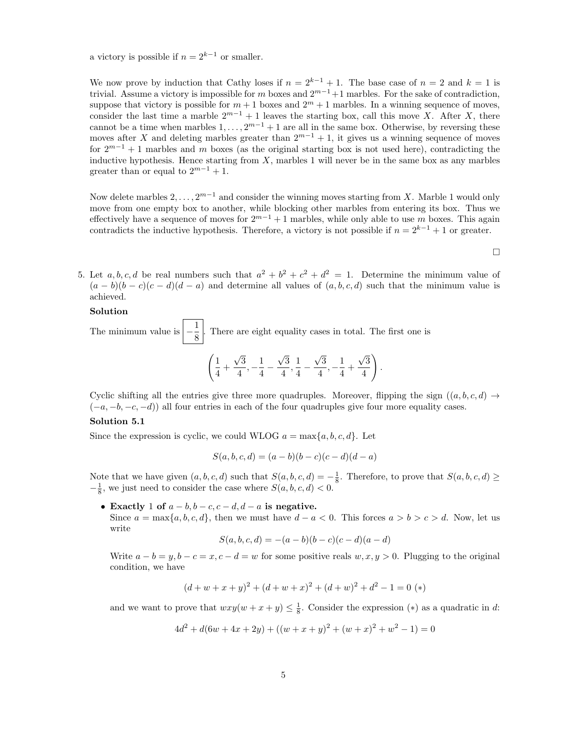a victory is possible if $n = 2^{k-1}$ or smaller.

We now prove by induction that Cathy loses if $n = 2^{k-1} + 1$. The base case of $n = 2$ and $k = 1$ is trivial. Assume a victory is impossible for $m$ boxes and $2^{m-1}+1$ marbles. For the sake of contradiction, suppose that victory is possible for $m+1$ boxes and $2^m + 1$ marbles. In a winning sequence of moves, consider the last time a marble $2^{m-1} + 1$ leaves the starting box, call this move $X$. After $X$, there cannot be a time when marbles $1, \ldots, 2^{m-1} + 1$ are all in the same box. Otherwise, by reversing these moves after $X$ and deleting marbles greater than $2^{m-1} + 1$, it gives us a winning sequence of moves for $2^{m-1} + 1$ marbles and $m$ boxes (as the original starting box is not used here), contradicting the inductive hypothesis. Hence starting from $X$, marbles 1 will never be in the same box as any marbles greater than or equal to $2^{m-1} + 1$.

Now delete marbles $2, \ldots, 2^{m-1}$ and consider the winning moves starting from $X$. Marble 1 would only move from one empty box to another, while blocking other marbles from entering its box. Thus we effectively have a sequence of moves for $2^{m-1} + 1$ marbles, while only able to use $m$ boxes. This again contradicts the inductive hypothesis. Therefore, a victory is not possible if $n = 2^{k-1} + 1$ or greater.

□

5. Let $a, b, c, d$ be real numbers such that $a^2 + b^2 + c^2 + d^2 = 1$. Determine the minimum value of $(a - b)(b - c)(c - d)(d - a)$ and determine all values of $(a, b, c, d)$ such that the minimum value is achieved.

**Solution**

The minimum value is $\boxed{-\frac{1}{8}}$. There are eight equality cases in total. The first one is

$$\left(\frac{1}{4} + \frac{\sqrt{3}}{4}, -\frac{1}{4} - \frac{\sqrt{3}}{4}, \frac{1}{4} - \frac{\sqrt{3}}{4}, -\frac{1}{4} + \frac{\sqrt{3}}{4}\right).$$

Cyclic shifting all the entries give three more quadruples. Moreover, flipping the sign ($(a, b, c, d) \to (-a, -b, -c, -d)$) all four entries in each of the four quadruples give four more equality cases.

**Solution 5.1**

Since the expression is cyclic, we could WLOG $a = \max\{a, b, c, d\}$. Let

$$S(a, b, c, d) = (a - b)(b - c)(c - d)(d - a)$$

Note that we have given $(a, b, c, d)$ such that $S(a, b, c, d) = -\frac{1}{8}$. Therefore, to prove that $S(a, b, c, d) \geq -\frac{1}{8}$, we just need to consider the case where $S(a, b, c, d) < 0$.

- **Exactly 1 of $a - b, b - c, c - d, d - a$ is negative.**
  Since $a = \max\{a, b, c, d\}$, then we must have $d - a < 0$. This forces $a > b > c > d$. Now, let us write
  $$S(a, b, c, d) = -(a - b)(b - c)(c - d)(a - d)$$
  Write $a - b = y, b - c = x, c - d = w$ for some positive reals $w, x, y > 0$. Plugging to the original condition, we have
  $$(d + w + x + y)^2 + (d + w + x)^2 + (d + w)^2 + d^2 - 1 = 0 \ (*)$$
  and we want to prove that $wxy(w + x + y) \leq \frac{1}{8}$. Consider the expression $(*)$ as a quadratic in $d$:
  $$4d^2 + d(6w + 4x + 2y) + ((w + x + y)^2 + (w + x)^2 + w^2 - 1) = 0$$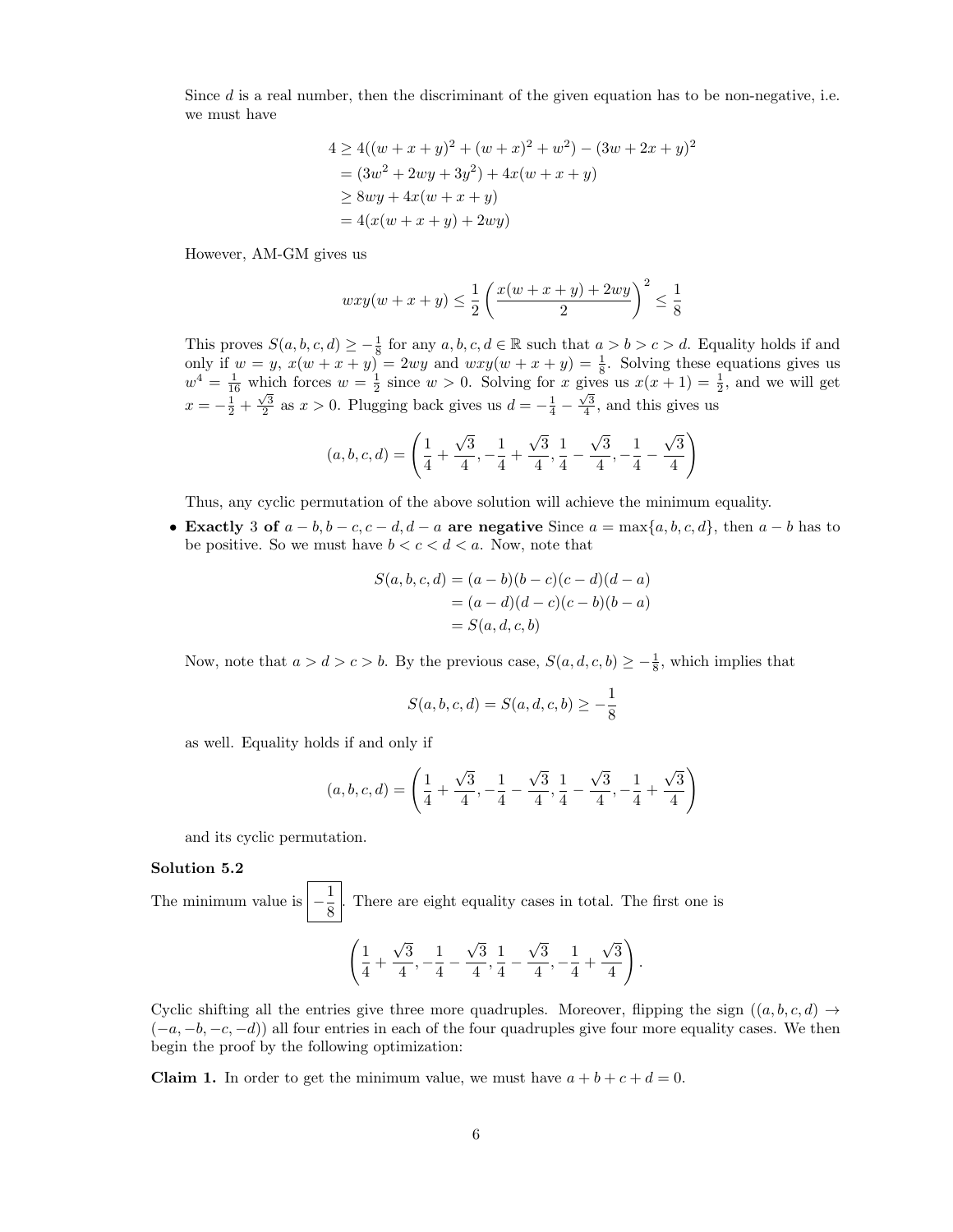Since $d$ is a real number, then the discriminant of the given equation has to be non-negative, i.e. we must have

$$\begin{aligned}
4 &\geq 4((w+x+y)^2 + (w+x)^2 + w^2) - (3w+2x+y)^2 \\
&= (3w^2 + 2wy + 3y^2) + 4x(w+x+y) \\
&\geq 8wy + 4x(w+x+y) \\
&= 4(x(w+x+y) + 2wy)
\end{aligned}$$

However, AM-GM gives us

$$wxy(w+x+y) \leq \frac{1}{2}\left(\frac{x(w+x+y)+2wy}{2}\right)^2 \leq \frac{1}{8}$$

This proves $S(a,b,c,d) \geq -\frac{1}{8}$ for any $a,b,c,d \in \mathbb{R}$ such that $a > b > c > d$. Equality holds if and only if $w = y$, $x(w+x+y) = 2wy$ and $wxy(w+x+y) = \frac{1}{8}$. Solving these equations gives us $w^4 = \frac{1}{16}$ which forces $w = \frac{1}{2}$ since $w > 0$. Solving for $x$ gives us $x(x+1) = \frac{1}{2}$, and we will get $x = -\frac{1}{2} + \frac{\sqrt{3}}{2}$ as $x > 0$. Plugging back gives us $d = -\frac{1}{4} - \frac{\sqrt{3}}{4}$, and this gives us

$$(a,b,c,d) = \left(\frac{1}{4} + \frac{\sqrt{3}}{4}, -\frac{1}{4} + \frac{\sqrt{3}}{4}, \frac{1}{4} - \frac{\sqrt{3}}{4}, -\frac{1}{4} - \frac{\sqrt{3}}{4}\right)$$

Thus, any cyclic permutation of the above solution will achieve the minimum equality.

- **Exactly 3 of $a-b, b-c, c-d, d-a$ are negative** Since $a = \max\{a,b,c,d\}$, then $a-b$ has to be positive. So we must have $b < c < d < a$. Now, note that

  $$\begin{aligned}
  S(a,b,c,d) &= (a-b)(b-c)(c-d)(d-a) \\
  &= (a-d)(d-c)(c-b)(b-a) \\
  &= S(a,d,c,b)
  \end{aligned}$$

  Now, note that $a > d > c > b$. By the previous case, $S(a,d,c,b) \geq -\frac{1}{8}$, which implies that

  $$S(a,b,c,d) = S(a,d,c,b) \geq -\frac{1}{8}$$

  as well. Equality holds if and only if

  $$(a,b,c,d) = \left(\frac{1}{4} + \frac{\sqrt{3}}{4}, -\frac{1}{4} - \frac{\sqrt{3}}{4}, \frac{1}{4} - \frac{\sqrt{3}}{4}, -\frac{1}{4} + \frac{\sqrt{3}}{4}\right)$$

  and its cyclic permutation.

**Solution 5.2**

The minimum value is $\boxed{-\frac{1}{8}}$. There are eight equality cases in total. The first one is

$$\left(\frac{1}{4} + \frac{\sqrt{3}}{4}, -\frac{1}{4} - \frac{\sqrt{3}}{4}, \frac{1}{4} - \frac{\sqrt{3}}{4}, -\frac{1}{4} + \frac{\sqrt{3}}{4}\right).$$

Cyclic shifting all the entries give three more quadruples. Moreover, flipping the sign ($(a,b,c,d) \to (-a,-b,-c,-d)$) all four entries in each of the four quadruples give four more equality cases. We then begin the proof by the following optimization:

**Claim 1.** In order to get the minimum value, we must have $a+b+c+d = 0$.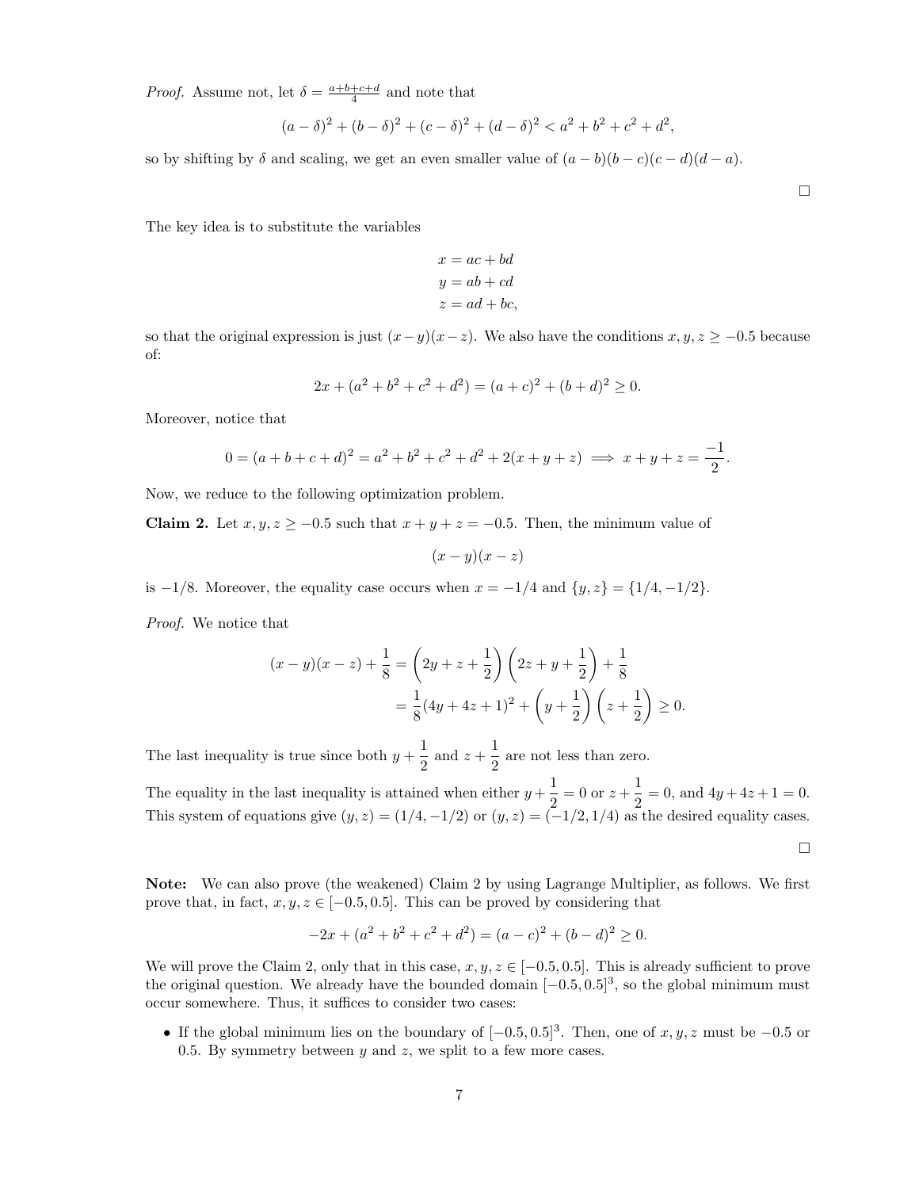*Proof.* Assume not, let $\delta = \frac{a+b+c+d}{4}$ and note that

$$(a-\delta)^2 + (b-\delta)^2 + (c-\delta)^2 + (d-\delta)^2 < a^2 + b^2 + c^2 + d^2,$$

so by shifting by $\delta$ and scaling, we get an even smaller value of $(a-b)(b-c)(c-d)(d-a)$.

□

The key idea is to substitute the variables

$$x = ac + bd$$
$$y = ab + cd$$
$$z = ad + bc,$$

so that the original expression is just $(x-y)(x-z)$. We also have the conditions $x, y, z \geq -0.5$ because of:

$$2x + (a^2 + b^2 + c^2 + d^2) = (a+c)^2 + (b+d)^2 \geq 0.$$

Moreover, notice that

$$0 = (a+b+c+d)^2 = a^2 + b^2 + c^2 + d^2 + 2(x+y+z) \implies x + y + z = \frac{-1}{2}.$$

Now, we reduce to the following optimization problem.

**Claim 2.** Let $x, y, z \geq -0.5$ such that $x + y + z = -0.5$. Then, the minimum value of

$$(x-y)(x-z)$$

is $-1/8$. Moreover, the equality case occurs when $x = -1/4$ and $\{y, z\} = \{1/4, -1/2\}$.

*Proof.* We notice that

$$\begin{aligned}
(x-y)(x-z) + \frac{1}{8} &= \left(2y + z + \frac{1}{2}\right)\left(2z + y + \frac{1}{2}\right) + \frac{1}{8} \\
&= \frac{1}{8}(4y + 4z + 1)^2 + \left(y + \frac{1}{2}\right)\left(z + \frac{1}{2}\right) \geq 0.
\end{aligned}$$

The last inequality is true since both $y + \dfrac{1}{2}$ and $z + \dfrac{1}{2}$ are not less than zero.

The equality in the last inequality is attained when either $y + \dfrac{1}{2} = 0$ or $z + \dfrac{1}{2} = 0$, and $4y + 4z + 1 = 0$. This system of equations give $(y, z) = (1/4, -1/2)$ or $(y, z) = (-1/2, 1/4)$ as the desired equality cases.

□

**Note:** We can also prove (the weakened) Claim 2 by using Lagrange Multiplier, as follows. We first prove that, in fact, $x, y, z \in [-0.5, 0.5]$. This can be proved by considering that

$$-2x + (a^2 + b^2 + c^2 + d^2) = (a-c)^2 + (b-d)^2 \geq 0.$$

We will prove the Claim 2, only that in this case, $x, y, z \in [-0.5, 0.5]$. This is already sufficient to prove the original question. We already have the bounded domain $[-0.5, 0.5]^3$, so the global minimum must occur somewhere. Thus, it suffices to consider two cases:

- If the global minimum lies on the boundary of $[-0.5, 0.5]^3$. Then, one of $x, y, z$ must be $-0.5$ or $0.5$. By symmetry between $y$ and $z$, we split to a few more cases.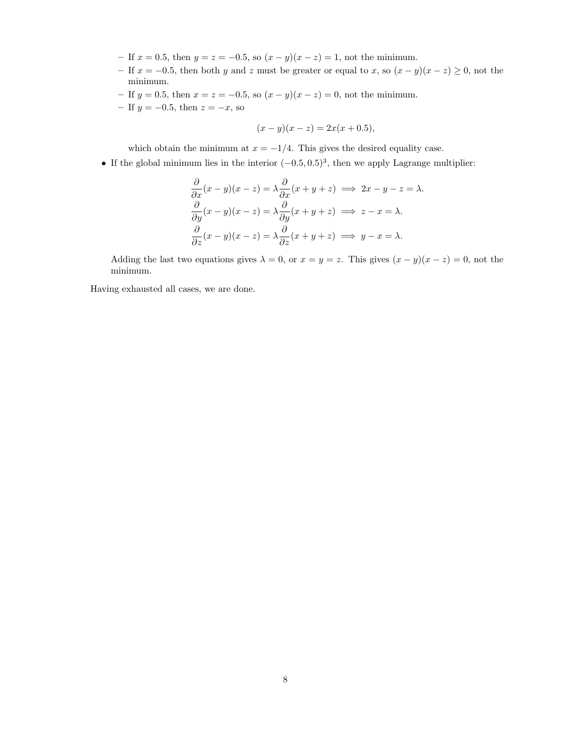- If $x = 0.5$, then $y = z = -0.5$, so $(x-y)(x-z) = 1$, not the minimum.
- If $x = -0.5$, then both $y$ and $z$ must be greater or equal to $x$, so $(x-y)(x-z) \geq 0$, not the minimum.
- If $y = 0.5$, then $x = z = -0.5$, so $(x-y)(x-z) = 0$, not the minimum.
- If $y = -0.5$, then $z = -x$, so

$$(x-y)(x-z) = 2x(x+0.5),$$

which obtain the minimum at $x = -1/4$. This gives the desired equality case.

- If the global minimum lies in the interior $(-0.5, 0.5)^3$, then we apply Lagrange multiplier:

$$\frac{\partial}{\partial x}(x-y)(x-z) = \lambda \frac{\partial}{\partial x}(x+y+z) \implies 2x - y - z = \lambda.$$
$$\frac{\partial}{\partial y}(x-y)(x-z) = \lambda \frac{\partial}{\partial y}(x+y+z) \implies z - x = \lambda.$$
$$\frac{\partial}{\partial z}(x-y)(x-z) = \lambda \frac{\partial}{\partial z}(x+y+z) \implies y - x = \lambda.$$

Adding the last two equations gives $\lambda = 0$, or $x = y = z$. This gives $(x-y)(x-z) = 0$, not the minimum.

Having exhausted all cases, we are done.